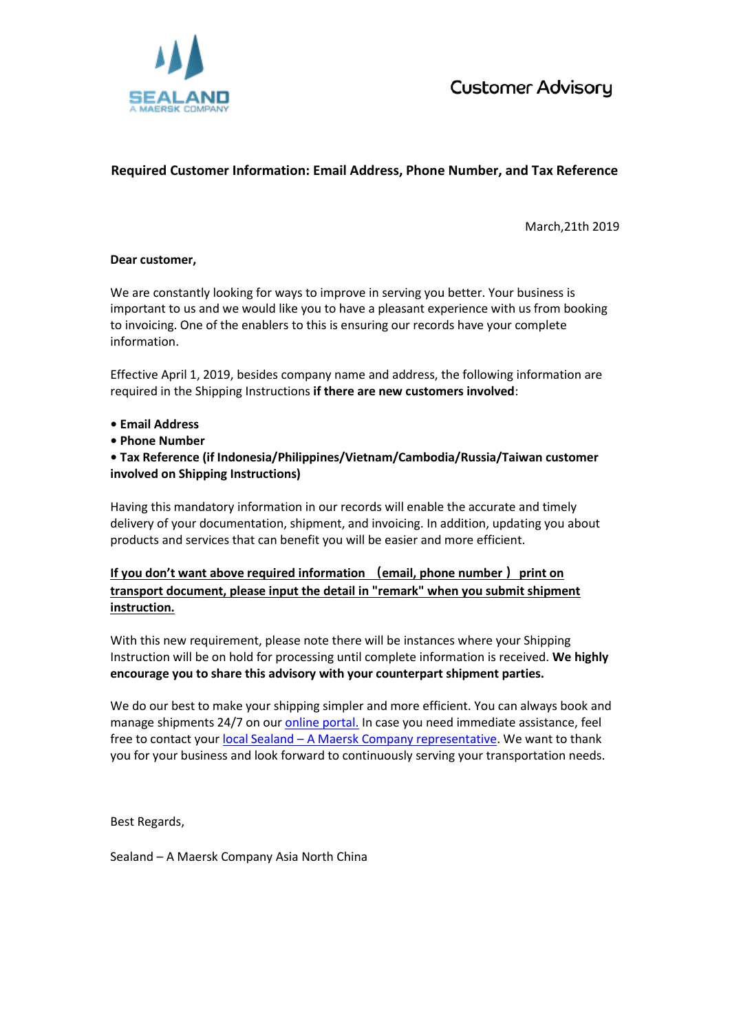SEALAND
A MAERSK COMPANY

Customer Advisory

## Required Customer Information: Email Address, Phone Number, and Tax Reference

March,21th 2019

**Dear customer,**

We are constantly looking for ways to improve in serving you better. Your business is important to us and we would like you to have a pleasant experience with us from booking to invoicing. One of the enablers to this is ensuring our records have your complete information.

Effective April 1, 2019, besides company name and address, the following information are required in the Shipping Instructions **if there are new customers involved**:

- **Email Address**
- **Phone Number**
- **Tax Reference (if Indonesia/Philippines/Vietnam/Cambodia/Russia/Taiwan customer involved on Shipping Instructions)**

Having this mandatory information in our records will enable the accurate and timely delivery of your documentation, shipment, and invoicing. In addition, updating you about products and services that can benefit you will be easier and more efficient.

**If you don't want above required information （email, phone number） print on transport document, please input the detail in "remark" when you submit shipment instruction.**

With this new requirement, please note there will be instances where your Shipping Instruction will be on hold for processing until complete information is received. **We highly encourage you to share this advisory with your counterpart shipment parties.**

We do our best to make your shipping simpler and more efficient. You can always book and manage shipments 24/7 on our online portal. In case you need immediate assistance, feel free to contact your local Sealand – A Maersk Company representative. We want to thank you for your business and look forward to continuously serving your transportation needs.

Best Regards,

Sealand – A Maersk Company Asia North China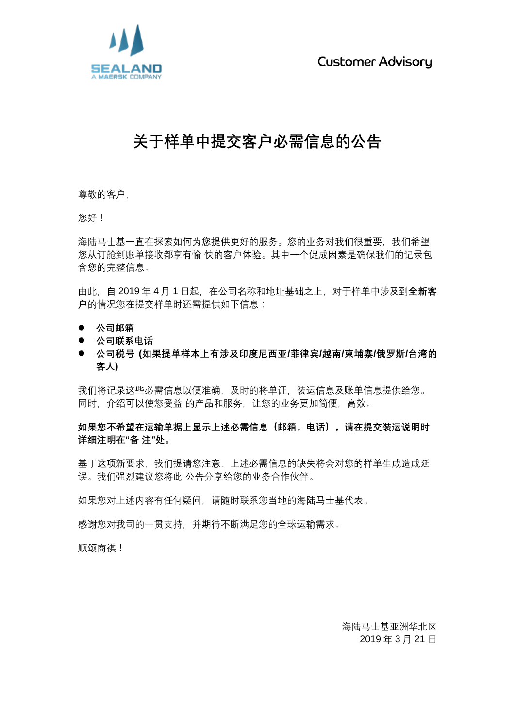SEALAND
A MAERSK COMPANY

Customer Advisory

# 关于样单中提交客户必需信息的公告

尊敬的客户，

您好！

海陆马士基一直在探索如何为您提供更好的服务。您的业务对我们很重要，我们希望您从订舱到账单接收都享有愉 快的客户体验。其中一个促成因素是确保我们的记录包含您的完整信息。

由此，自 2019 年 4 月 1 日起，在公司名称和地址基础之上，对于样单中涉及到**全新客户**的情况您在提交样单时还需提供如下信息：

- **公司邮箱**
- **公司联系电话**
- **公司税号 (如果提单样本上有涉及印度尼西亚/菲律宾/越南/柬埔寨/俄罗斯/台湾的客人)**

我们将记录这些必需信息以便准确，及时的将单证，装运信息及账单信息提供给您。同时，介绍可以使您受益 的产品和服务，让您的业务更加简便，高效。

**如果您不希望在运输单据上显示上述必需信息（邮箱，电话），请在提交装运说明时详细注明在“备 注”处。**

基于这项新要求，我们提请您注意，上述必需信息的缺失将会对您的样单生成造成延误。我们强烈建议您将此 公告分享给您的业务合作伙伴。

如果您对上述内容有任何疑问，请随时联系您当地的海陆马士基代表。

感谢您对我司的一贯支持，并期待不断满足您的全球运输需求。

顺颂商祺！

海陆马士基亚洲华北区
2019 年 3 月 21 日